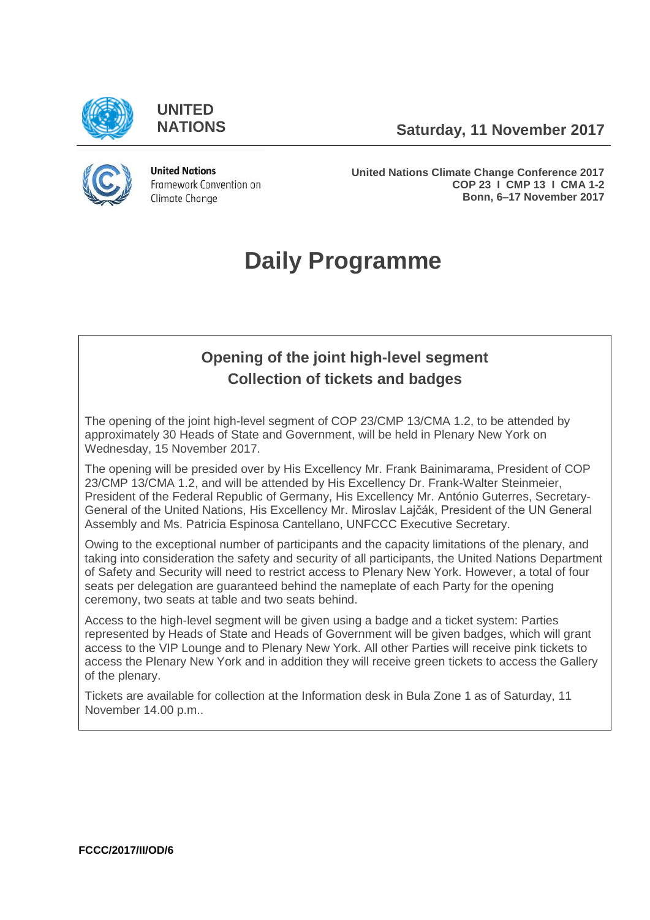UNITED NATIONS

**Saturday, 11 November 2017**

United Nations Framework Convention on Climate Change

**United Nations Climate Change Conference 2017**
**COP 23 I CMP 13 I CMA 1-2**
**Bonn, 6–17 November 2017**

# Daily Programme

## Opening of the joint high-level segment
## Collection of tickets and badges

The opening of the joint high-level segment of COP 23/CMP 13/CMA 1.2, to be attended by approximately 30 Heads of State and Government, will be held in Plenary New York on Wednesday, 15 November 2017.

The opening will be presided over by His Excellency Mr. Frank Bainimarama, President of COP 23/CMP 13/CMA 1.2, and will be attended by His Excellency Dr. Frank-Walter Steinmeier, President of the Federal Republic of Germany, His Excellency Mr. António Guterres, Secretary-General of the United Nations, His Excellency Mr. Miroslav Lajčák, President of the UN General Assembly and Ms. Patricia Espinosa Cantellano, UNFCCC Executive Secretary.

Owing to the exceptional number of participants and the capacity limitations of the plenary, and taking into consideration the safety and security of all participants, the United Nations Department of Safety and Security will need to restrict access to Plenary New York. However, a total of four seats per delegation are guaranteed behind the nameplate of each Party for the opening ceremony, two seats at table and two seats behind.

Access to the high-level segment will be given using a badge and a ticket system: Parties represented by Heads of State and Heads of Government will be given badges, which will grant access to the VIP Lounge and to Plenary New York. All other Parties will receive pink tickets to access the Plenary New York and in addition they will receive green tickets to access the Gallery of the plenary.

Tickets are available for collection at the Information desk in Bula Zone 1 as of Saturday, 11 November 14.00 p.m..

**FCCC/2017/II/OD/6**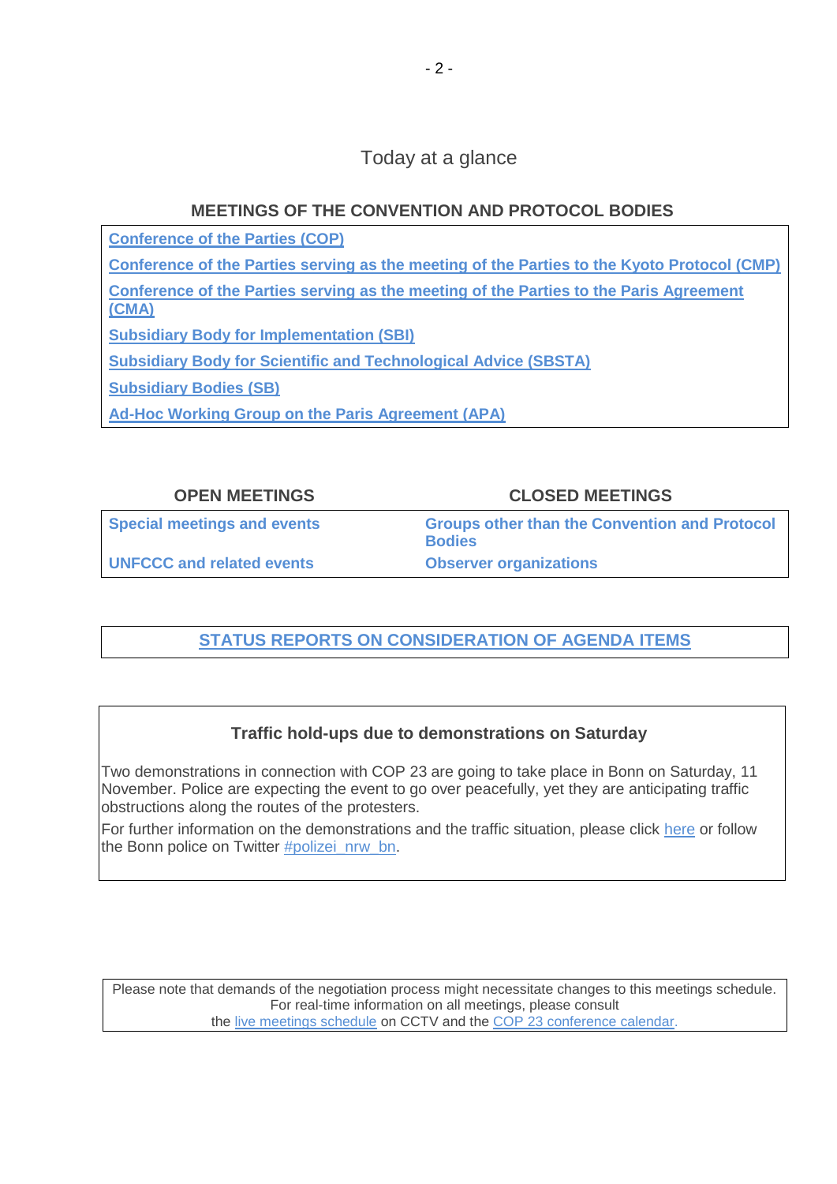## Today at a glance

### MEETINGS OF THE CONVENTION AND PROTOCOL BODIES

**Conference of the Parties (COP)**

**Conference of the Parties serving as the meeting of the Parties to the Kyoto Protocol (CMP)**

**Conference of the Parties serving as the meeting of the Parties to the Paris Agreement (CMA)**

**Subsidiary Body for Implementation (SBI)**

**Subsidiary Body for Scientific and Technological Advice (SBSTA)**

**Subsidiary Bodies (SB)**

**Ad-Hoc Working Group on the Paris Agreement (APA)**

| OPEN MEETINGS | CLOSED MEETINGS |
| --- | --- |
| **Special meetings and events** | **Groups other than the Convention and Protocol Bodies** |
| **UNFCCC and related events** | **Observer organizations** |

### STATUS REPORTS ON CONSIDERATION OF AGENDA ITEMS

### Traffic hold-ups due to demonstrations on Saturday

Two demonstrations in connection with COP 23 are going to take place in Bonn on Saturday, 11 November. Police are expecting the event to go over peacefully, yet they are anticipating traffic obstructions along the routes of the protesters.

For further information on the demonstrations and the traffic situation, please click here or follow the Bonn police on Twitter #polizei_nrw_bn.

Please note that demands of the negotiation process might necessitate changes to this meetings schedule. For real-time information on all meetings, please consult the live meetings schedule on CCTV and the COP 23 conference calendar.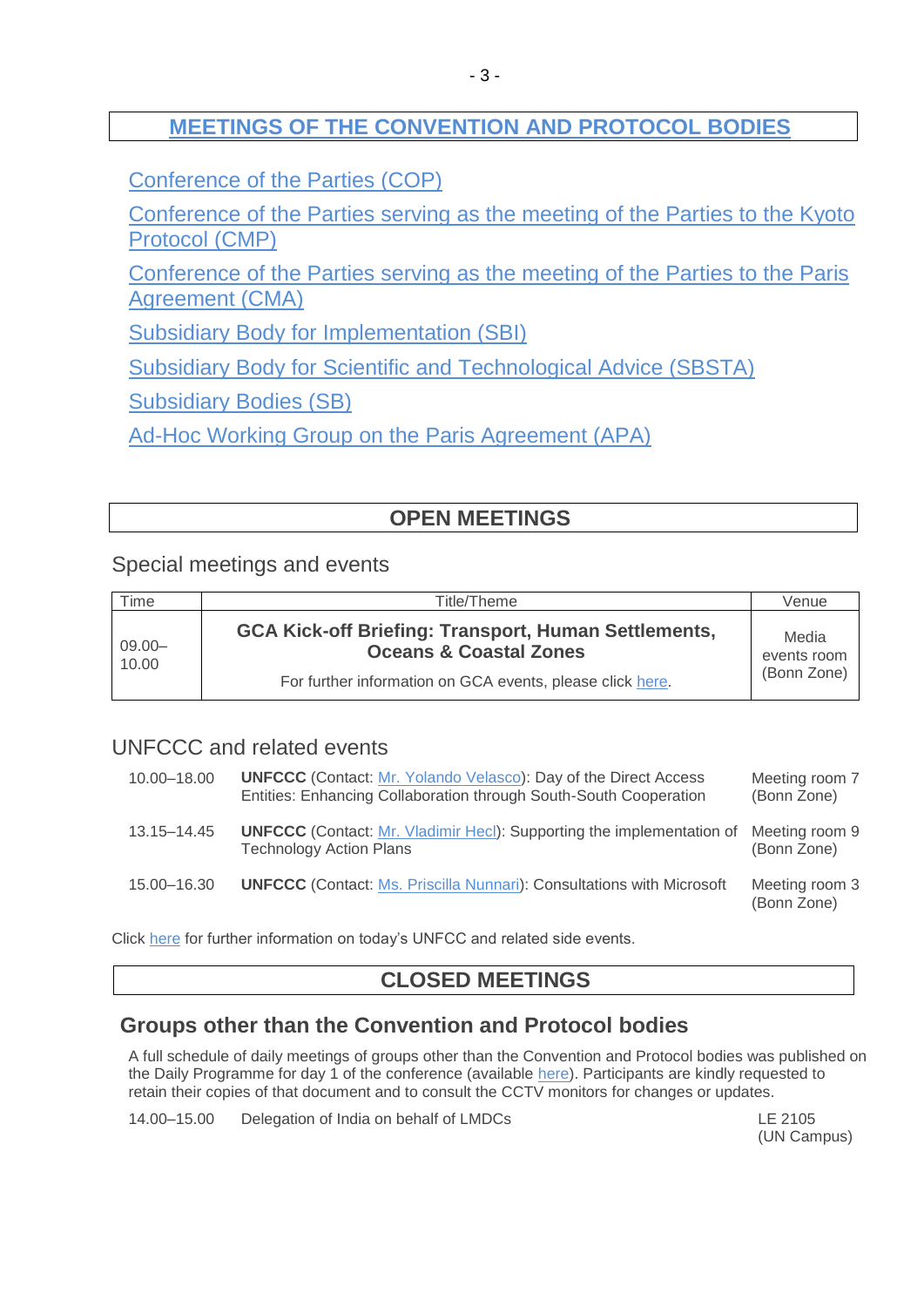## MEETINGS OF THE CONVENTION AND PROTOCOL BODIES

Conference of the Parties (COP)

Conference of the Parties serving as the meeting of the Parties to the Kyoto Protocol (CMP)

Conference of the Parties serving as the meeting of the Parties to the Paris Agreement (CMA)

Subsidiary Body for Implementation (SBI)

Subsidiary Body for Scientific and Technological Advice (SBSTA)

Subsidiary Bodies (SB)

Ad-Hoc Working Group on the Paris Agreement (APA)

## OPEN MEETINGS

### Special meetings and events

| Time | Title/Theme | Venue |
|---|---|---|
| 09.00–10.00 | **GCA Kick-off Briefing: Transport, Human Settlements, Oceans & Coastal Zones**<br>For further information on GCA events, please click here. | Media events room (Bonn Zone) |

### UNFCCC and related events

| | | |
|---|---|---|
| 10.00–18.00 | **UNFCCC** (Contact: Mr. Yolando Velasco): Day of the Direct Access Entities: Enhancing Collaboration through South-South Cooperation | Meeting room 7 (Bonn Zone) |
| 13.15–14.45 | **UNFCCC** (Contact: Mr. Vladimir Hecl): Supporting the implementation of Technology Action Plans | Meeting room 9 (Bonn Zone) |
| 15.00–16.30 | **UNFCCC** (Contact: Ms. Priscilla Nunnari): Consultations with Microsoft | Meeting room 3 (Bonn Zone) |

Click here for further information on today's UNFCC and related side events.

## CLOSED MEETINGS

### Groups other than the Convention and Protocol bodies

A full schedule of daily meetings of groups other than the Convention and Protocol bodies was published on the Daily Programme for day 1 of the conference (available here). Participants are kindly requested to retain their copies of that document and to consult the CCTV monitors for changes or updates.

| | | |
|---|---|---|
| 14.00–15.00 | Delegation of India on behalf of LMDCs | LE 2105 (UN Campus) |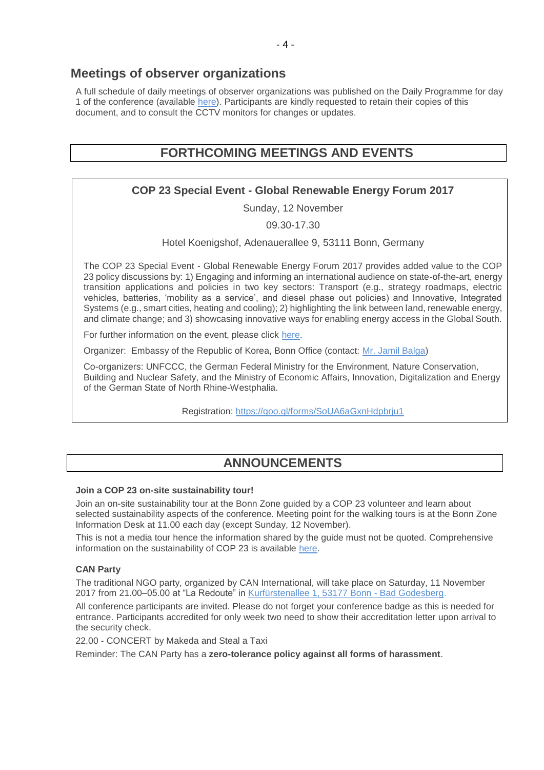## Meetings of observer organizations

A full schedule of daily meetings of observer organizations was published on the Daily Programme for day 1 of the conference (available here). Participants are kindly requested to retain their copies of this document, and to consult the CCTV monitors for changes or updates.

# FORTHCOMING MEETINGS AND EVENTS

### COP 23 Special Event - Global Renewable Energy Forum 2017

Sunday, 12 November

09.30-17.30

Hotel Koenigshof, Adenauerallee 9, 53111 Bonn, Germany

The COP 23 Special Event - Global Renewable Energy Forum 2017 provides added value to the COP 23 policy discussions by: 1) Engaging and informing an international audience on state-of-the-art, energy transition applications and policies in two key sectors: Transport (e.g., strategy roadmaps, electric vehicles, batteries, 'mobility as a service', and diesel phase out policies) and Innovative, Integrated Systems (e.g., smart cities, heating and cooling); 2) highlighting the link between land, renewable energy, and climate change; and 3) showcasing innovative ways for enabling energy access in the Global South.

For further information on the event, please click here.

Organizer: Embassy of the Republic of Korea, Bonn Office (contact: Mr. Jamil Balga)

Co-organizers: UNFCCC, the German Federal Ministry for the Environment, Nature Conservation, Building and Nuclear Safety, and the Ministry of Economic Affairs, Innovation, Digitalization and Energy of the German State of North Rhine-Westphalia.

Registration: https://goo.gl/forms/SoUA6aGxnHdpbrju1

# ANNOUNCEMENTS

**Join a COP 23 on-site sustainability tour!**

Join an on-site sustainability tour at the Bonn Zone guided by a COP 23 volunteer and learn about selected sustainability aspects of the conference. Meeting point for the walking tours is at the Bonn Zone Information Desk at 11.00 each day (except Sunday, 12 November).

This is not a media tour hence the information shared by the guide must not be quoted. Comprehensive information on the sustainability of COP 23 is available here.

**CAN Party**

The traditional NGO party, organized by CAN International, will take place on Saturday, 11 November 2017 from 21.00–05.00 at "La Redoute" in Kurfürstenallee 1, 53177 Bonn - Bad Godesberg.

All conference participants are invited. Please do not forget your conference badge as this is needed for entrance. Participants accredited for only week two need to show their accreditation letter upon arrival to the security check.

22.00 - CONCERT by Makeda and Steal a Taxi

Reminder: The CAN Party has a **zero-tolerance policy against all forms of harassment**.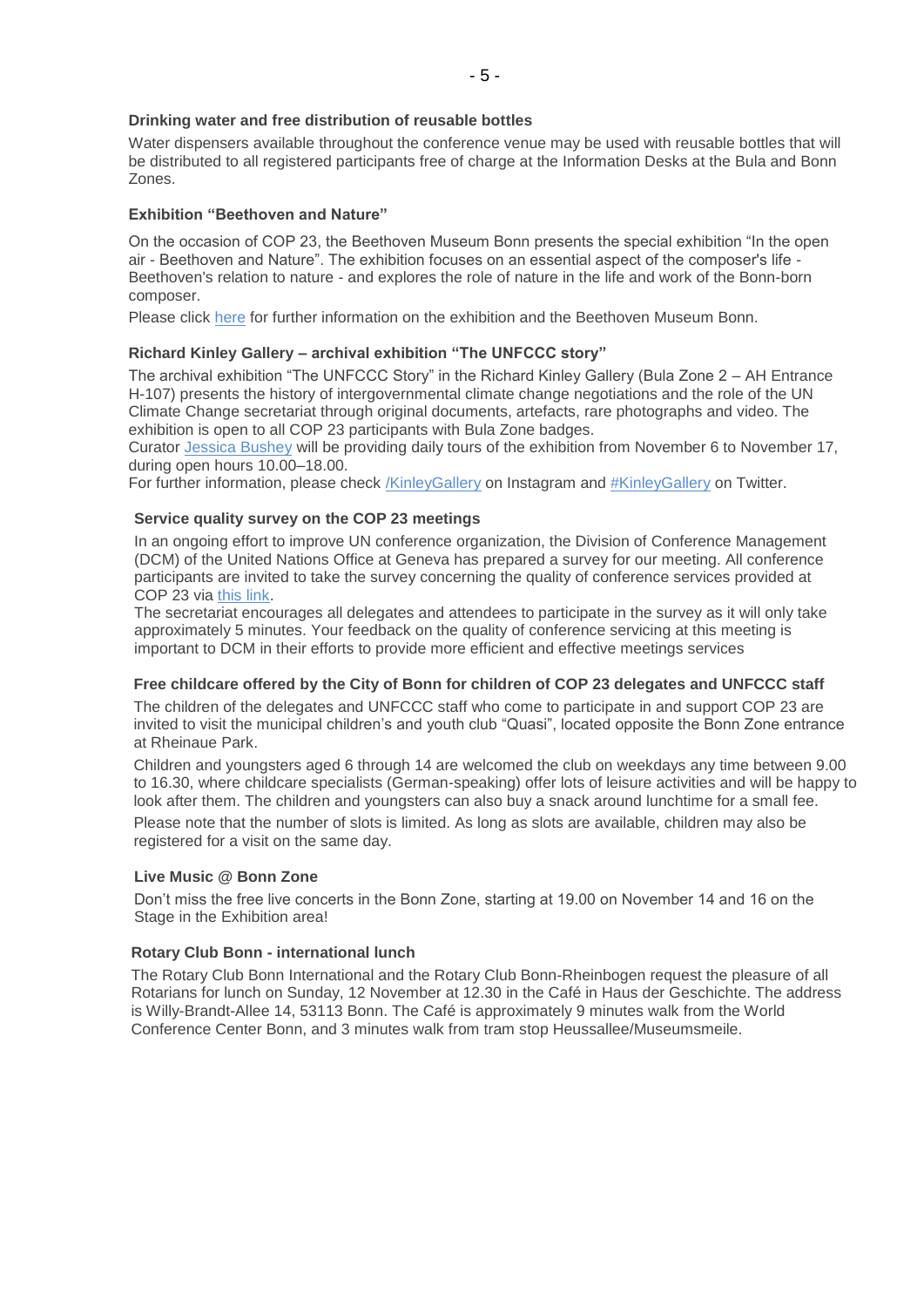### Drinking water and free distribution of reusable bottles

Water dispensers available throughout the conference venue may be used with reusable bottles that will be distributed to all registered participants free of charge at the Information Desks at the Bula and Bonn Zones.

### Exhibition "Beethoven and Nature"

On the occasion of COP 23, the Beethoven Museum Bonn presents the special exhibition "In the open air - Beethoven and Nature". The exhibition focuses on an essential aspect of the composer's life - Beethoven's relation to nature - and explores the role of nature in the life and work of the Bonn-born composer.

Please click here for further information on the exhibition and the Beethoven Museum Bonn.

### Richard Kinley Gallery – archival exhibition "The UNFCCC story"

The archival exhibition "The UNFCCC Story" in the Richard Kinley Gallery (Bula Zone 2 – AH Entrance H-107) presents the history of intergovernmental climate change negotiations and the role of the UN Climate Change secretariat through original documents, artefacts, rare photographs and video. The exhibition is open to all COP 23 participants with Bula Zone badges.

Curator Jessica Bushey will be providing daily tours of the exhibition from November 6 to November 17, during open hours 10.00–18.00.

For further information, please check /KinleyGallery on Instagram and #KinleyGallery on Twitter.

### Service quality survey on the COP 23 meetings

In an ongoing effort to improve UN conference organization, the Division of Conference Management (DCM) of the United Nations Office at Geneva has prepared a survey for our meeting. All conference participants are invited to take the survey concerning the quality of conference services provided at COP 23 via this link.

The secretariat encourages all delegates and attendees to participate in the survey as it will only take approximately 5 minutes. Your feedback on the quality of conference servicing at this meeting is important to DCM in their efforts to provide more efficient and effective meetings services

### Free childcare offered by the City of Bonn for children of COP 23 delegates and UNFCCC staff

The children of the delegates and UNFCCC staff who come to participate in and support COP 23 are invited to visit the municipal children's and youth club "Quasi", located opposite the Bonn Zone entrance at Rheinaue Park.

Children and youngsters aged 6 through 14 are welcomed the club on weekdays any time between 9.00 to 16.30, where childcare specialists (German-speaking) offer lots of leisure activities and will be happy to look after them. The children and youngsters can also buy a snack around lunchtime for a small fee.

Please note that the number of slots is limited. As long as slots are available, children may also be registered for a visit on the same day.

### Live Music @ Bonn Zone

Don't miss the free live concerts in the Bonn Zone, starting at 19.00 on November 14 and 16 on the Stage in the Exhibition area!

### Rotary Club Bonn - international lunch

The Rotary Club Bonn International and the Rotary Club Bonn-Rheinbogen request the pleasure of all Rotarians for lunch on Sunday, 12 November at 12.30 in the Café in Haus der Geschichte. The address is Willy-Brandt-Allee 14, 53113 Bonn. The Café is approximately 9 minutes walk from the World Conference Center Bonn, and 3 minutes walk from tram stop Heussallee/Museumsmeile.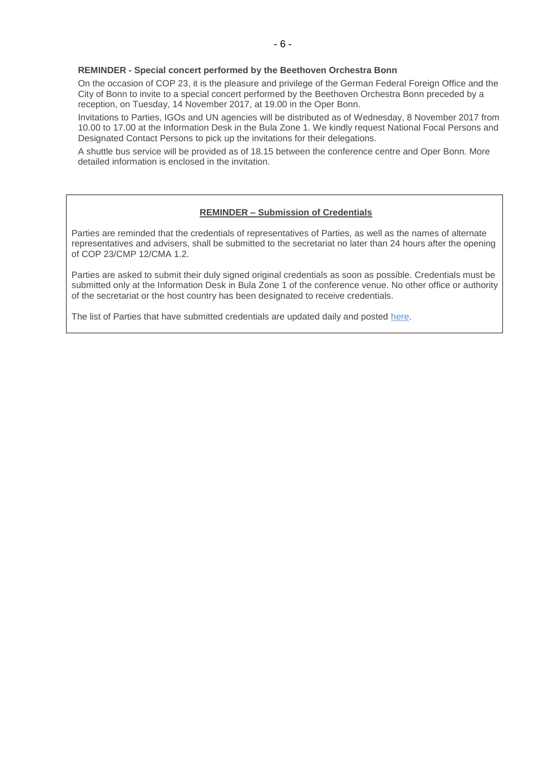**REMINDER - Special concert performed by the Beethoven Orchestra Bonn**

On the occasion of COP 23, it is the pleasure and privilege of the German Federal Foreign Office and the City of Bonn to invite to a special concert performed by the Beethoven Orchestra Bonn preceded by a reception, on Tuesday, 14 November 2017, at 19.00 in the Oper Bonn.

Invitations to Parties, IGOs and UN agencies will be distributed as of Wednesday, 8 November 2017 from 10.00 to 17.00 at the Information Desk in the Bula Zone 1. We kindly request National Focal Persons and Designated Contact Persons to pick up the invitations for their delegations.

A shuttle bus service will be provided as of 18.15 between the conference centre and Oper Bonn. More detailed information is enclosed in the invitation.

**REMINDER – Submission of Credentials**

Parties are reminded that the credentials of representatives of Parties, as well as the names of alternate representatives and advisers, shall be submitted to the secretariat no later than 24 hours after the opening of COP 23/CMP 12/CMA 1.2.

Parties are asked to submit their duly signed original credentials as soon as possible. Credentials must be submitted only at the Information Desk in Bula Zone 1 of the conference venue. No other office or authority of the secretariat or the host country has been designated to receive credentials.

The list of Parties that have submitted credentials are updated daily and posted here.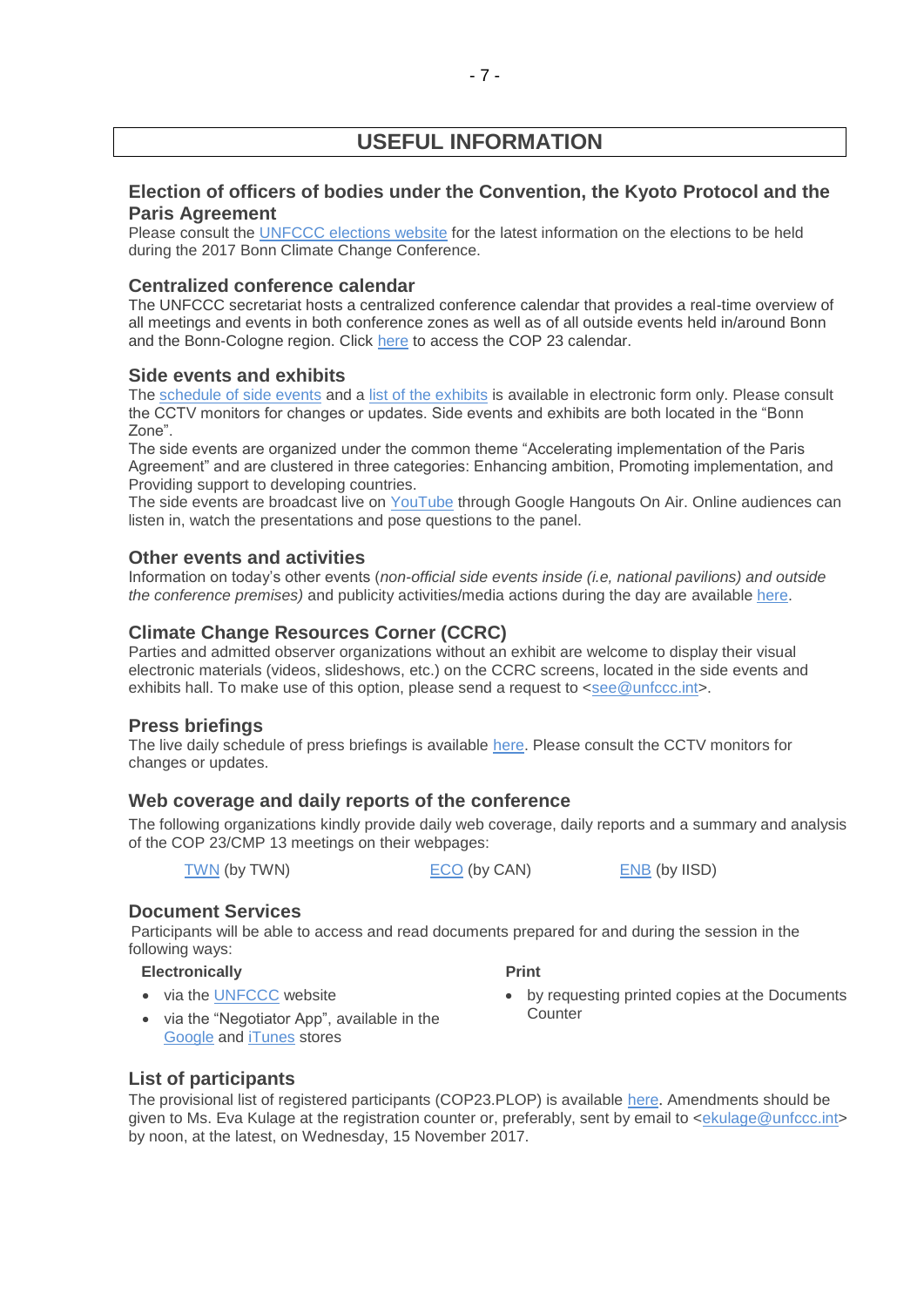# USEFUL INFORMATION

## Election of officers of bodies under the Convention, the Kyoto Protocol and the Paris Agreement

Please consult the UNFCCC elections website for the latest information on the elections to be held during the 2017 Bonn Climate Change Conference.

## Centralized conference calendar

The UNFCCC secretariat hosts a centralized conference calendar that provides a real-time overview of all meetings and events in both conference zones as well as of all outside events held in/around Bonn and the Bonn-Cologne region. Click here to access the COP 23 calendar.

## Side events and exhibits

The schedule of side events and a list of the exhibits is available in electronic form only. Please consult the CCTV monitors for changes or updates. Side events and exhibits are both located in the "Bonn Zone".

The side events are organized under the common theme "Accelerating implementation of the Paris Agreement" and are clustered in three categories: Enhancing ambition, Promoting implementation, and Providing support to developing countries.

The side events are broadcast live on YouTube through Google Hangouts On Air. Online audiences can listen in, watch the presentations and pose questions to the panel.

## Other events and activities

Information on today's other events (*non-official side events inside (i.e, national pavilions) and outside the conference premises)* and publicity activities/media actions during the day are available here.

## Climate Change Resources Corner (CCRC)

Parties and admitted observer organizations without an exhibit are welcome to display their visual electronic materials (videos, slideshows, etc.) on the CCRC screens, located in the side events and exhibits hall. To make use of this option, please send a request to <see@unfccc.int>.

## Press briefings

The live daily schedule of press briefings is available here. Please consult the CCTV monitors for changes or updates.

## Web coverage and daily reports of the conference

The following organizations kindly provide daily web coverage, daily reports and a summary and analysis of the COP 23/CMP 13 meetings on their webpages:

TWN (by TWN) ECO (by CAN) ENB (by IISD)

## Document Services

Participants will be able to access and read documents prepared for and during the session in the following ways:

**Electronically**

- via the UNFCCC website
- via the "Negotiator App", available in the Google and iTunes stores

**Print**

- by requesting printed copies at the Documents Counter

## List of participants

The provisional list of registered participants (COP23.PLOP) is available here. Amendments should be given to Ms. Eva Kulage at the registration counter or, preferably, sent by email to <ekulage@unfccc.int> by noon, at the latest, on Wednesday, 15 November 2017.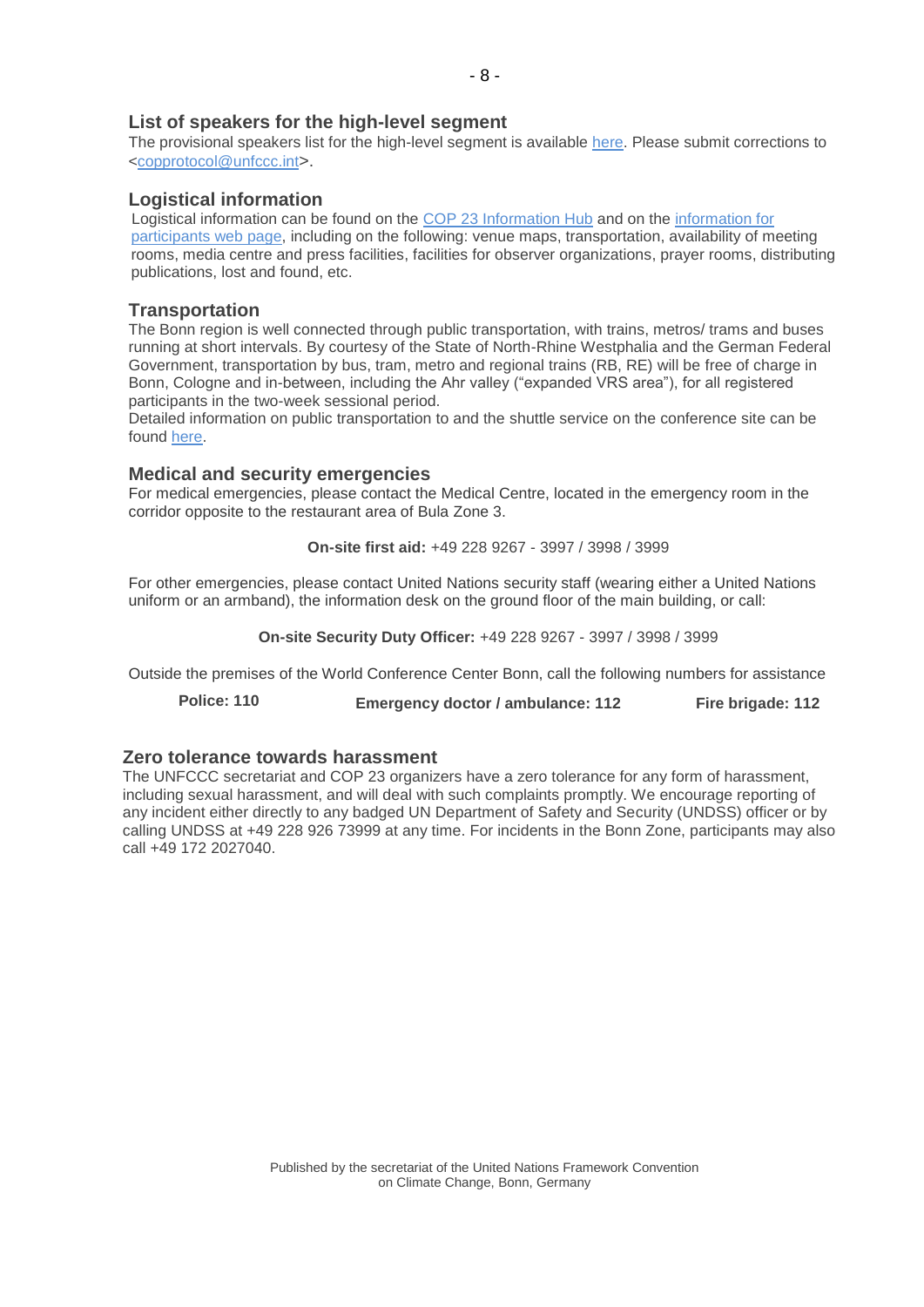## List of speakers for the high-level segment

The provisional speakers list for the high-level segment is available here. Please submit corrections to <copprotocol@unfccc.int>.

## Logistical information

Logistical information can be found on the COP 23 Information Hub and on the information for participants web page, including on the following: venue maps, transportation, availability of meeting rooms, media centre and press facilities, facilities for observer organizations, prayer rooms, distributing publications, lost and found, etc.

## Transportation

The Bonn region is well connected through public transportation, with trains, metros/ trams and buses running at short intervals. By courtesy of the State of North-Rhine Westphalia and the German Federal Government, transportation by bus, tram, metro and regional trains (RB, RE) will be free of charge in Bonn, Cologne and in-between, including the Ahr valley ("expanded VRS area"), for all registered participants in the two-week sessional period.

Detailed information on public transportation to and the shuttle service on the conference site can be found here.

## Medical and security emergencies

For medical emergencies, please contact the Medical Centre, located in the emergency room in the corridor opposite to the restaurant area of Bula Zone 3.

**On-site first aid:** +49 228 9267 - 3997 / 3998 / 3999

For other emergencies, please contact United Nations security staff (wearing either a United Nations uniform or an armband), the information desk on the ground floor of the main building, or call:

**On-site Security Duty Officer:** +49 228 9267 - 3997 / 3998 / 3999

Outside the premises of the World Conference Center Bonn, call the following numbers for assistance

**Police: 110** **Emergency doctor / ambulance: 112** **Fire brigade: 112**

## Zero tolerance towards harassment

The UNFCCC secretariat and COP 23 organizers have a zero tolerance for any form of harassment, including sexual harassment, and will deal with such complaints promptly. We encourage reporting of any incident either directly to any badged UN Department of Safety and Security (UNDSS) officer or by calling UNDSS at +49 228 926 73999 at any time. For incidents in the Bonn Zone, participants may also call +49 172 2027040.

Published by the secretariat of the United Nations Framework Convention on Climate Change, Bonn, Germany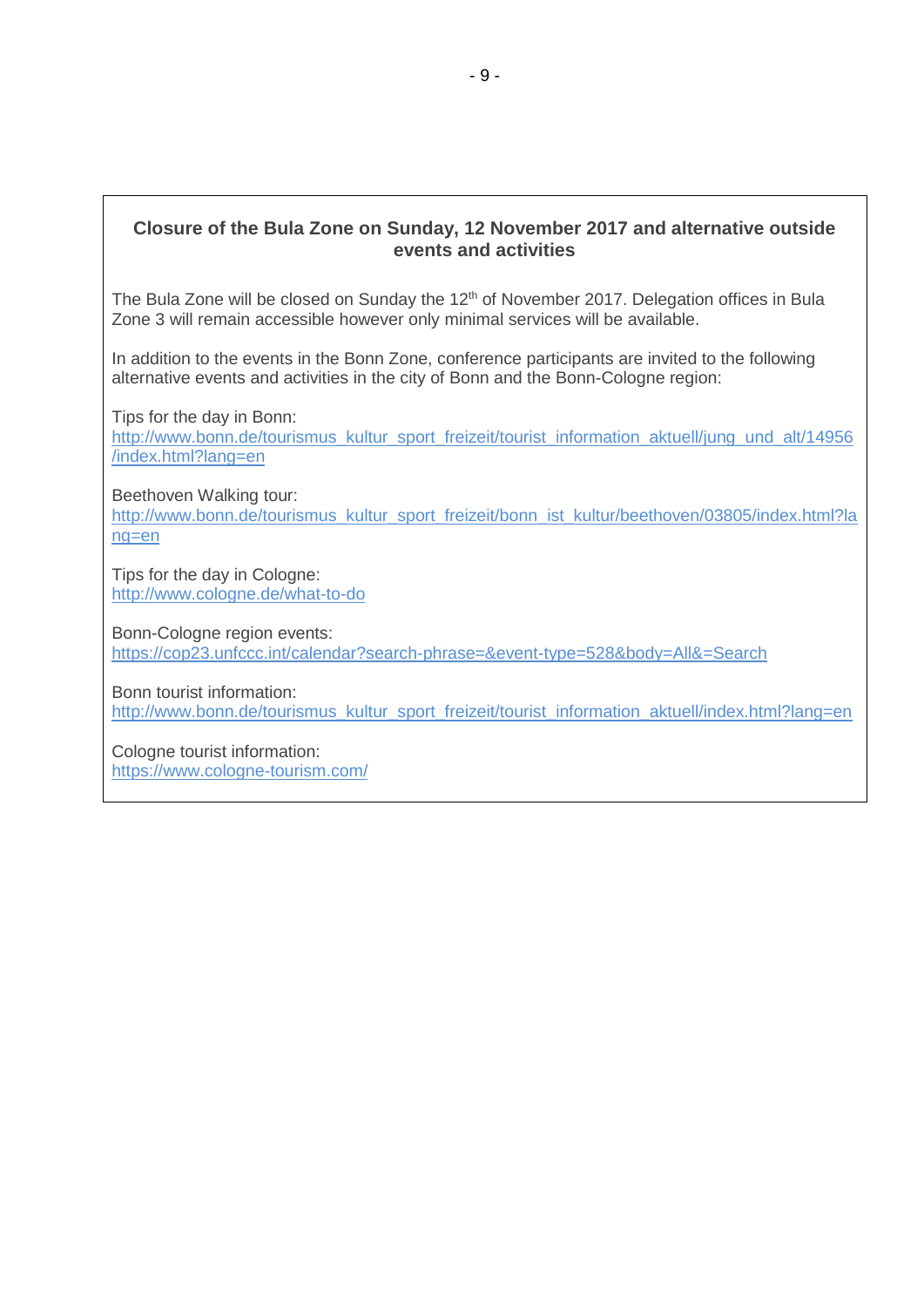**Closure of the Bula Zone on Sunday, 12 November 2017 and alternative outside events and activities**

The Bula Zone will be closed on Sunday the 12th of November 2017. Delegation offices in Bula Zone 3 will remain accessible however only minimal services will be available.

In addition to the events in the Bonn Zone, conference participants are invited to the following alternative events and activities in the city of Bonn and the Bonn-Cologne region:

Tips for the day in Bonn:
http://www.bonn.de/tourismus_kultur_sport_freizeit/tourist_information_aktuell/jung_und_alt/14956/index.html?lang=en

Beethoven Walking tour:
http://www.bonn.de/tourismus_kultur_sport_freizeit/bonn_ist_kultur/beethoven/03805/index.html?lang=en

Tips for the day in Cologne:
http://www.cologne.de/what-to-do

Bonn-Cologne region events:
https://cop23.unfccc.int/calendar?search-phrase=&event-type=528&body=All&=Search

Bonn tourist information:
http://www.bonn.de/tourismus_kultur_sport_freizeit/tourist_information_aktuell/index.html?lang=en

Cologne tourist information:
https://www.cologne-tourism.com/